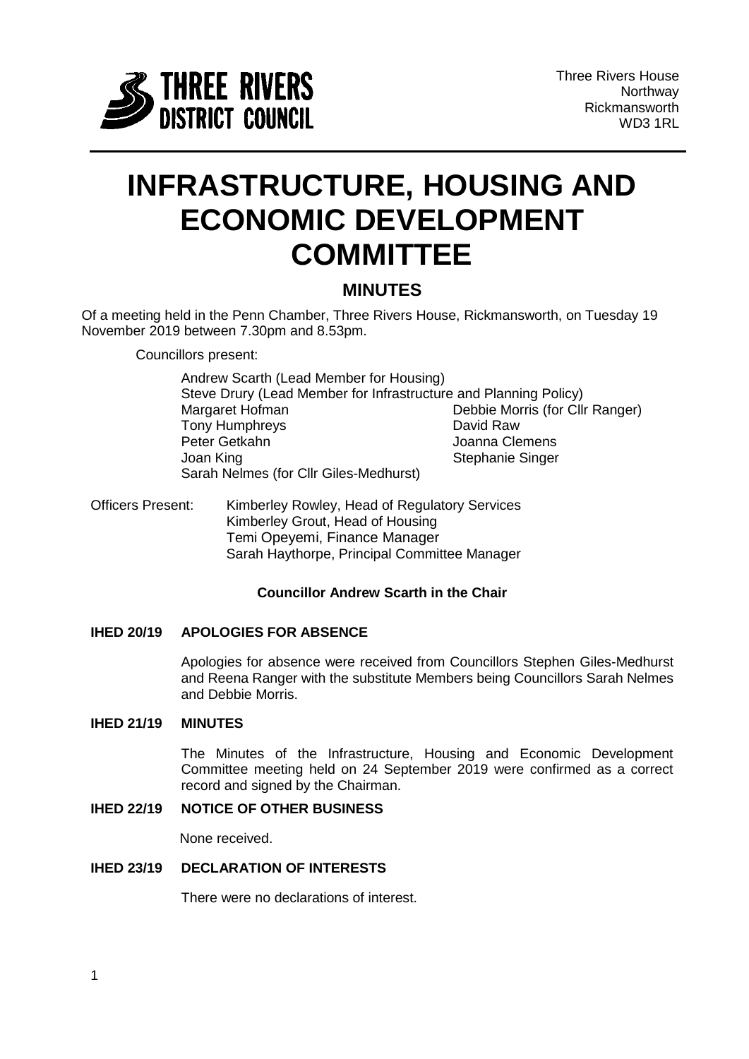THREE RIVERS DISTRICT COUNCIL

Three Rivers House
Northway
Rickmansworth
WD3 1RL

# INFRASTRUCTURE, HOUSING AND ECONOMIC DEVELOPMENT COMMITTEE

## MINUTES

Of a meeting held in the Penn Chamber, Three Rivers House, Rickmansworth, on Tuesday 19 November 2019 between 7.30pm and 8.53pm.

Councillors present:

Andrew Scarth (Lead Member for Housing)
Steve Drury (Lead Member for Infrastructure and Planning Policy)
Margaret Hofman
Tony Humphreys
Peter Getkahn
Joan King
Sarah Nelmes (for Cllr Giles-Medhurst)
Debbie Morris (for Cllr Ranger)
David Raw
Joanna Clemens
Stephanie Singer

Officers Present:
Kimberley Rowley, Head of Regulatory Services
Kimberley Grout, Head of Housing
Temi Opeyemi, Finance Manager
Sarah Haythorpe, Principal Committee Manager

**Councillor Andrew Scarth in the Chair**

**IHED 20/19 APOLOGIES FOR ABSENCE**

Apologies for absence were received from Councillors Stephen Giles-Medhurst and Reena Ranger with the substitute Members being Councillors Sarah Nelmes and Debbie Morris.

**IHED 21/19 MINUTES**

The Minutes of the Infrastructure, Housing and Economic Development Committee meeting held on 24 September 2019 were confirmed as a correct record and signed by the Chairman.

**IHED 22/19 NOTICE OF OTHER BUSINESS**

None received.

**IHED 23/19 DECLARATION OF INTERESTS**

There were no declarations of interest.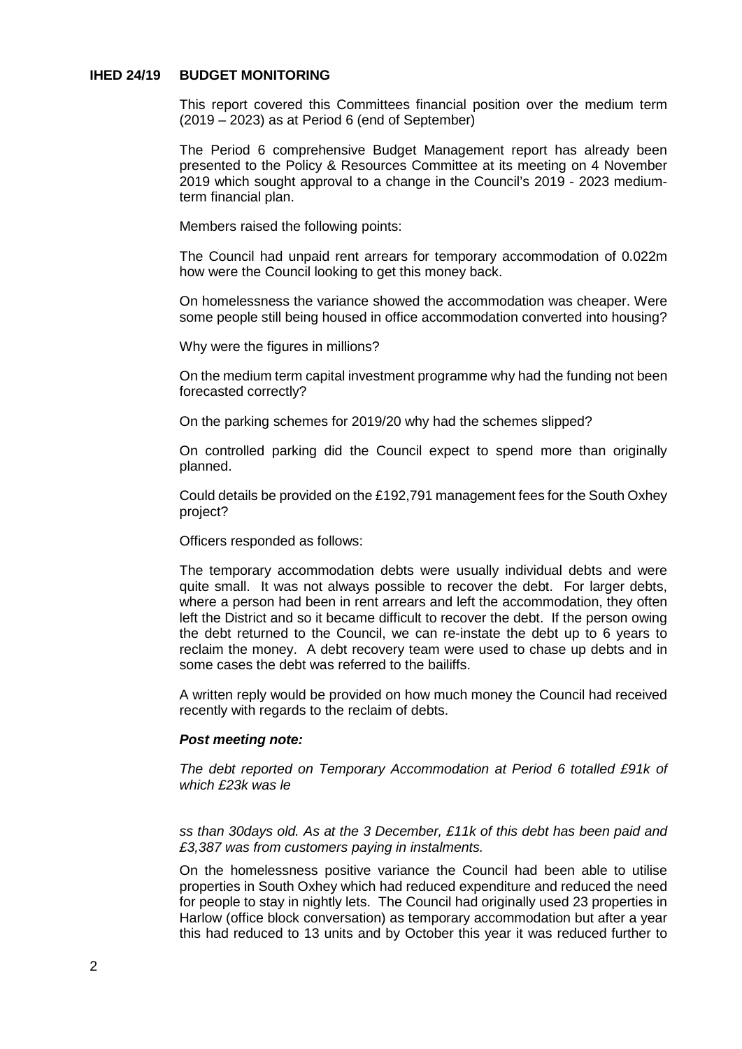## IHED 24/19 BUDGET MONITORING

This report covered this Committees financial position over the medium term (2019 – 2023) as at Period 6 (end of September)

The Period 6 comprehensive Budget Management report has already been presented to the Policy & Resources Committee at its meeting on 4 November 2019 which sought approval to a change in the Council's 2019 - 2023 medium-term financial plan.

Members raised the following points:

The Council had unpaid rent arrears for temporary accommodation of 0.022m how were the Council looking to get this money back.

On homelessness the variance showed the accommodation was cheaper. Were some people still being housed in office accommodation converted into housing?

Why were the figures in millions?

On the medium term capital investment programme why had the funding not been forecasted correctly?

On the parking schemes for 2019/20 why had the schemes slipped?

On controlled parking did the Council expect to spend more than originally planned.

Could details be provided on the £192,791 management fees for the South Oxhey project?

Officers responded as follows:

The temporary accommodation debts were usually individual debts and were quite small. It was not always possible to recover the debt. For larger debts, where a person had been in rent arrears and left the accommodation, they often left the District and so it became difficult to recover the debt. If the person owing the debt returned to the Council, we can re-instate the debt up to 6 years to reclaim the money. A debt recovery team were used to chase up debts and in some cases the debt was referred to the bailiffs.

A written reply would be provided on how much money the Council had received recently with regards to the reclaim of debts.

***Post meeting note:***

*The debt reported on Temporary Accommodation at Period 6 totalled £91k of which £23k was le*

*ss than 30days old. As at the 3 December, £11k of this debt has been paid and £3,387 was from customers paying in instalments.*

On the homelessness positive variance the Council had been able to utilise properties in South Oxhey which had reduced expenditure and reduced the need for people to stay in nightly lets. The Council had originally used 23 properties in Harlow (office block conversation) as temporary accommodation but after a year this had reduced to 13 units and by October this year it was reduced further to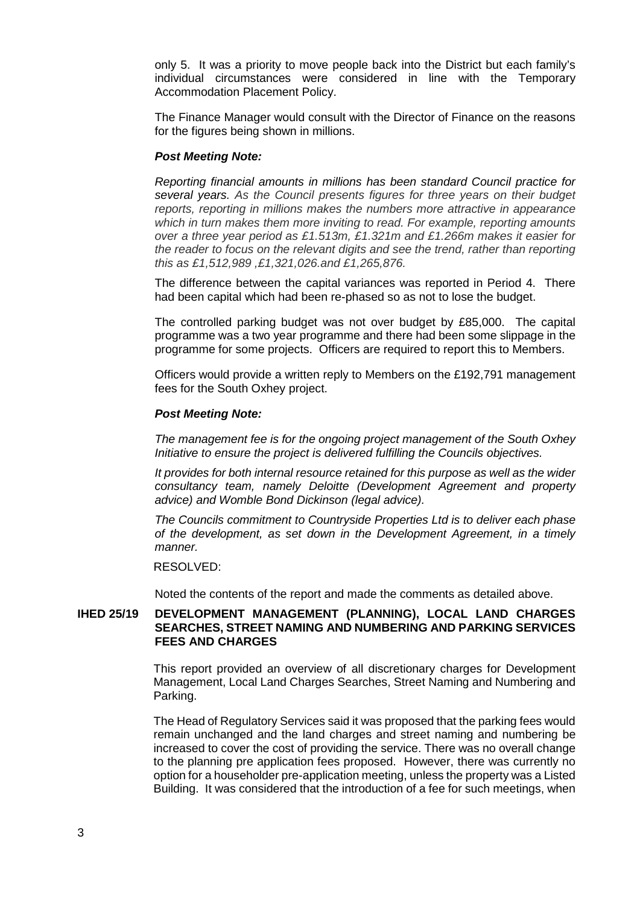only 5. It was a priority to move people back into the District but each family's individual circumstances were considered in line with the Temporary Accommodation Placement Policy.

The Finance Manager would consult with the Director of Finance on the reasons for the figures being shown in millions.

***Post Meeting Note:***

*Reporting financial amounts in millions has been standard Council practice for several years. As the Council presents figures for three years on their budget reports, reporting in millions makes the numbers more attractive in appearance which in turn makes them more inviting to read. For example, reporting amounts over a three year period as £1.513m, £1.321m and £1.266m makes it easier for the reader to focus on the relevant digits and see the trend, rather than reporting this as £1,512,989 ,£1,321,026.and £1,265,876.*

The difference between the capital variances was reported in Period 4. There had been capital which had been re-phased so as not to lose the budget.

The controlled parking budget was not over budget by £85,000. The capital programme was a two year programme and there had been some slippage in the programme for some projects. Officers are required to report this to Members.

Officers would provide a written reply to Members on the £192,791 management fees for the South Oxhey project.

***Post Meeting Note:***

*The management fee is for the ongoing project management of the South Oxhey Initiative to ensure the project is delivered fulfilling the Councils objectives.*

*It provides for both internal resource retained for this purpose as well as the wider consultancy team, namely Deloitte (Development Agreement and property advice) and Womble Bond Dickinson (legal advice).*

*The Councils commitment to Countryside Properties Ltd is to deliver each phase of the development, as set down in the Development Agreement, in a timely manner.*

RESOLVED:

Noted the contents of the report and made the comments as detailed above.

**IHED 25/19 DEVELOPMENT MANAGEMENT (PLANNING), LOCAL LAND CHARGES SEARCHES, STREET NAMING AND NUMBERING AND PARKING SERVICES FEES AND CHARGES**

This report provided an overview of all discretionary charges for Development Management, Local Land Charges Searches, Street Naming and Numbering and Parking.

The Head of Regulatory Services said it was proposed that the parking fees would remain unchanged and the land charges and street naming and numbering be increased to cover the cost of providing the service. There was no overall change to the planning pre application fees proposed. However, there was currently no option for a householder pre-application meeting, unless the property was a Listed Building. It was considered that the introduction of a fee for such meetings, when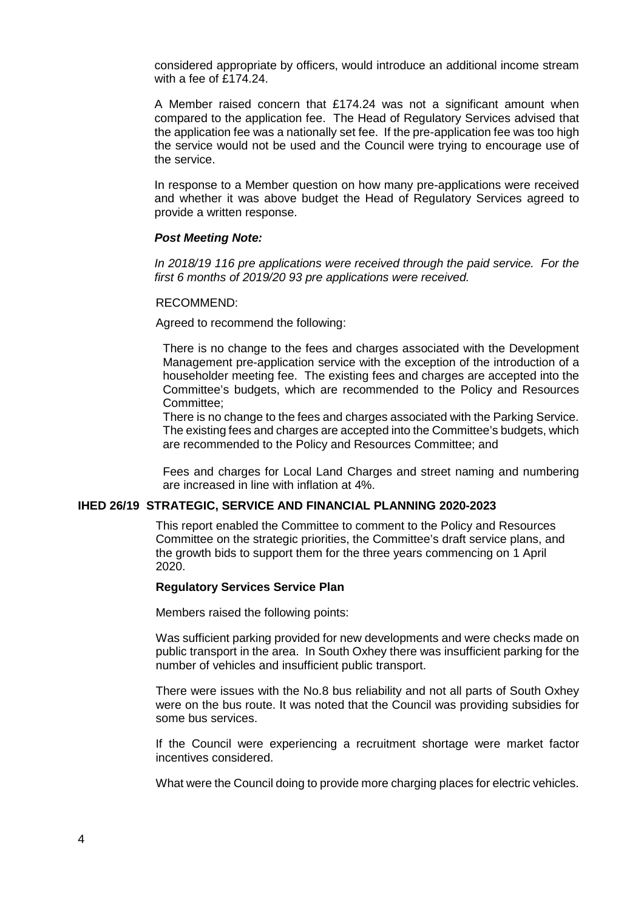considered appropriate by officers, would introduce an additional income stream with a fee of £174.24.

A Member raised concern that £174.24 was not a significant amount when compared to the application fee. The Head of Regulatory Services advised that the application fee was a nationally set fee. If the pre-application fee was too high the service would not be used and the Council were trying to encourage use of the service.

In response to a Member question on how many pre-applications were received and whether it was above budget the Head of Regulatory Services agreed to provide a written response.

***Post Meeting Note:***

*In 2018/19 116 pre applications were received through the paid service. For the first 6 months of 2019/20 93 pre applications were received.*

RECOMMEND:

Agreed to recommend the following:

There is no change to the fees and charges associated with the Development Management pre-application service with the exception of the introduction of a householder meeting fee. The existing fees and charges are accepted into the Committee's budgets, which are recommended to the Policy and Resources Committee;

There is no change to the fees and charges associated with the Parking Service. The existing fees and charges are accepted into the Committee's budgets, which are recommended to the Policy and Resources Committee; and

Fees and charges for Local Land Charges and street naming and numbering are increased in line with inflation at 4%.

**IHED 26/19 STRATEGIC, SERVICE AND FINANCIAL PLANNING 2020-2023**

This report enabled the Committee to comment to the Policy and Resources Committee on the strategic priorities, the Committee's draft service plans, and the growth bids to support them for the three years commencing on 1 April 2020.

**Regulatory Services Service Plan**

Members raised the following points:

Was sufficient parking provided for new developments and were checks made on public transport in the area. In South Oxhey there was insufficient parking for the number of vehicles and insufficient public transport.

There were issues with the No.8 bus reliability and not all parts of South Oxhey were on the bus route. It was noted that the Council was providing subsidies for some bus services.

If the Council were experiencing a recruitment shortage were market factor incentives considered.

What were the Council doing to provide more charging places for electric vehicles.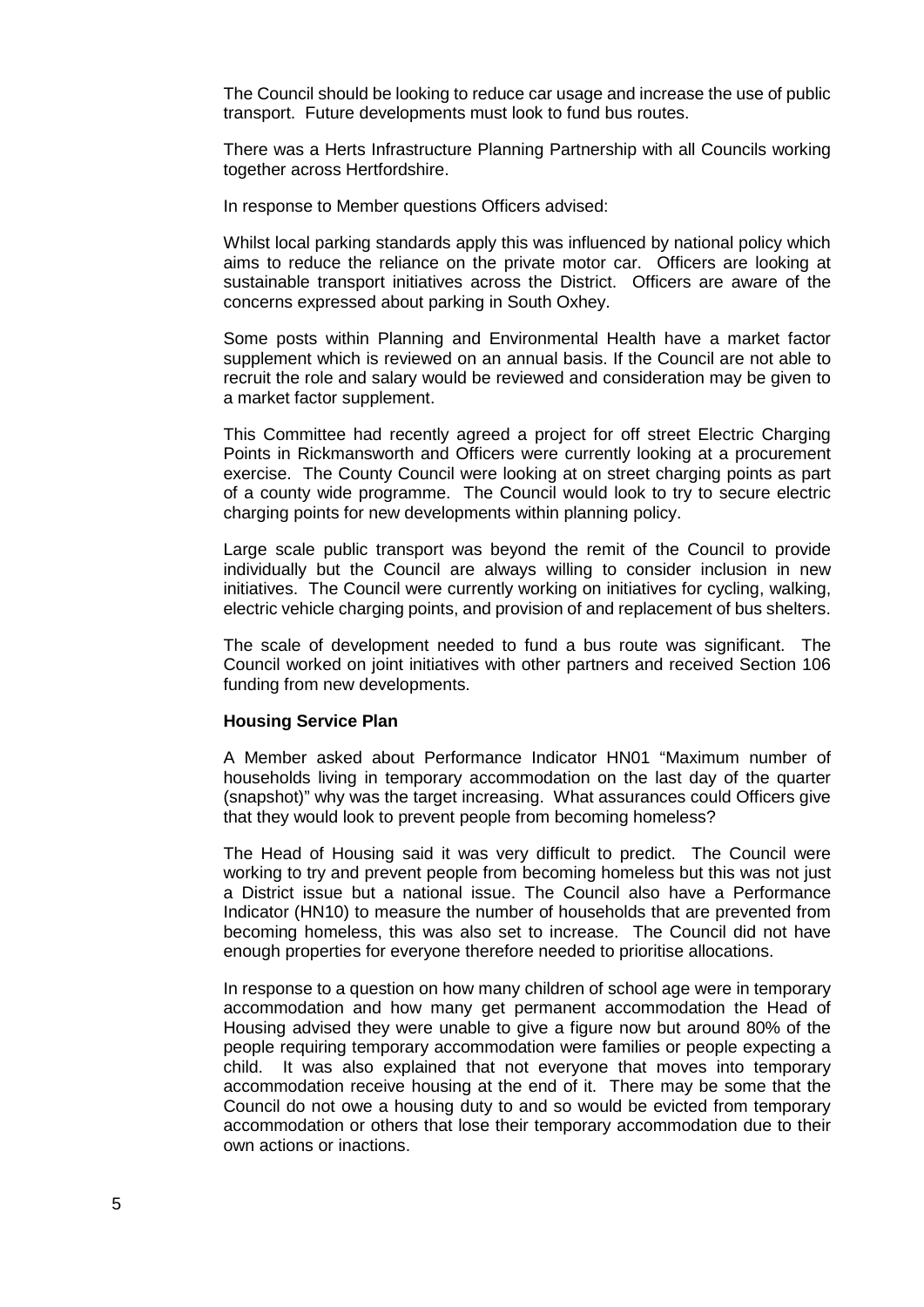The Council should be looking to reduce car usage and increase the use of public transport. Future developments must look to fund bus routes.

There was a Herts Infrastructure Planning Partnership with all Councils working together across Hertfordshire.

In response to Member questions Officers advised:

Whilst local parking standards apply this was influenced by national policy which aims to reduce the reliance on the private motor car. Officers are looking at sustainable transport initiatives across the District. Officers are aware of the concerns expressed about parking in South Oxhey.

Some posts within Planning and Environmental Health have a market factor supplement which is reviewed on an annual basis. If the Council are not able to recruit the role and salary would be reviewed and consideration may be given to a market factor supplement.

This Committee had recently agreed a project for off street Electric Charging Points in Rickmansworth and Officers were currently looking at a procurement exercise. The County Council were looking at on street charging points as part of a county wide programme. The Council would look to try to secure electric charging points for new developments within planning policy.

Large scale public transport was beyond the remit of the Council to provide individually but the Council are always willing to consider inclusion in new initiatives. The Council were currently working on initiatives for cycling, walking, electric vehicle charging points, and provision of and replacement of bus shelters.

The scale of development needed to fund a bus route was significant. The Council worked on joint initiatives with other partners and received Section 106 funding from new developments.

**Housing Service Plan**

A Member asked about Performance Indicator HN01 "Maximum number of households living in temporary accommodation on the last day of the quarter (snapshot)" why was the target increasing. What assurances could Officers give that they would look to prevent people from becoming homeless?

The Head of Housing said it was very difficult to predict. The Council were working to try and prevent people from becoming homeless but this was not just a District issue but a national issue. The Council also have a Performance Indicator (HN10) to measure the number of households that are prevented from becoming homeless, this was also set to increase. The Council did not have enough properties for everyone therefore needed to prioritise allocations.

In response to a question on how many children of school age were in temporary accommodation and how many get permanent accommodation the Head of Housing advised they were unable to give a figure now but around 80% of the people requiring temporary accommodation were families or people expecting a child. It was also explained that not everyone that moves into temporary accommodation receive housing at the end of it. There may be some that the Council do not owe a housing duty to and so would be evicted from temporary accommodation or others that lose their temporary accommodation due to their own actions or inactions.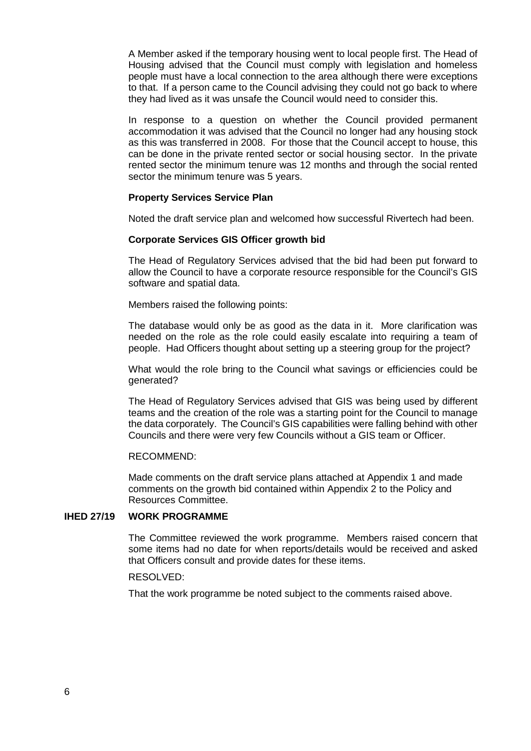A Member asked if the temporary housing went to local people first. The Head of Housing advised that the Council must comply with legislation and homeless people must have a local connection to the area although there were exceptions to that. If a person came to the Council advising they could not go back to where they had lived as it was unsafe the Council would need to consider this.

In response to a question on whether the Council provided permanent accommodation it was advised that the Council no longer had any housing stock as this was transferred in 2008. For those that the Council accept to house, this can be done in the private rented sector or social housing sector. In the private rented sector the minimum tenure was 12 months and through the social rented sector the minimum tenure was 5 years.

**Property Services Service Plan**

Noted the draft service plan and welcomed how successful Rivertech had been.

**Corporate Services GIS Officer growth bid**

The Head of Regulatory Services advised that the bid had been put forward to allow the Council to have a corporate resource responsible for the Council's GIS software and spatial data.

Members raised the following points:

The database would only be as good as the data in it. More clarification was needed on the role as the role could easily escalate into requiring a team of people. Had Officers thought about setting up a steering group for the project?

What would the role bring to the Council what savings or efficiencies could be generated?

The Head of Regulatory Services advised that GIS was being used by different teams and the creation of the role was a starting point for the Council to manage the data corporately. The Council's GIS capabilities were falling behind with other Councils and there were very few Councils without a GIS team or Officer.

RECOMMEND:

Made comments on the draft service plans attached at Appendix 1 and made comments on the growth bid contained within Appendix 2 to the Policy and Resources Committee.

## IHED 27/19 WORK PROGRAMME

The Committee reviewed the work programme. Members raised concern that some items had no date for when reports/details would be received and asked that Officers consult and provide dates for these items.

RESOLVED:

That the work programme be noted subject to the comments raised above.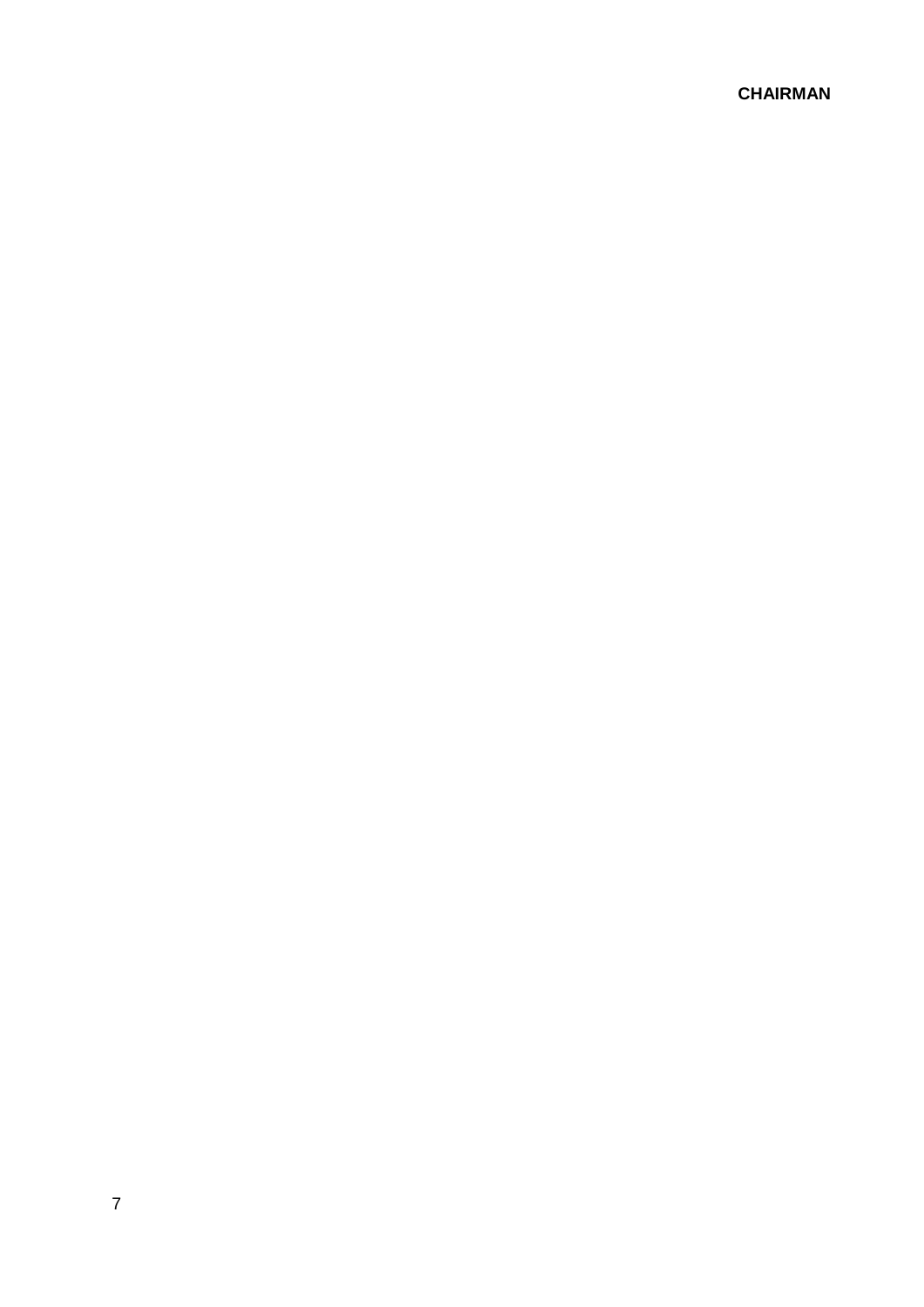**CHAIRMAN**